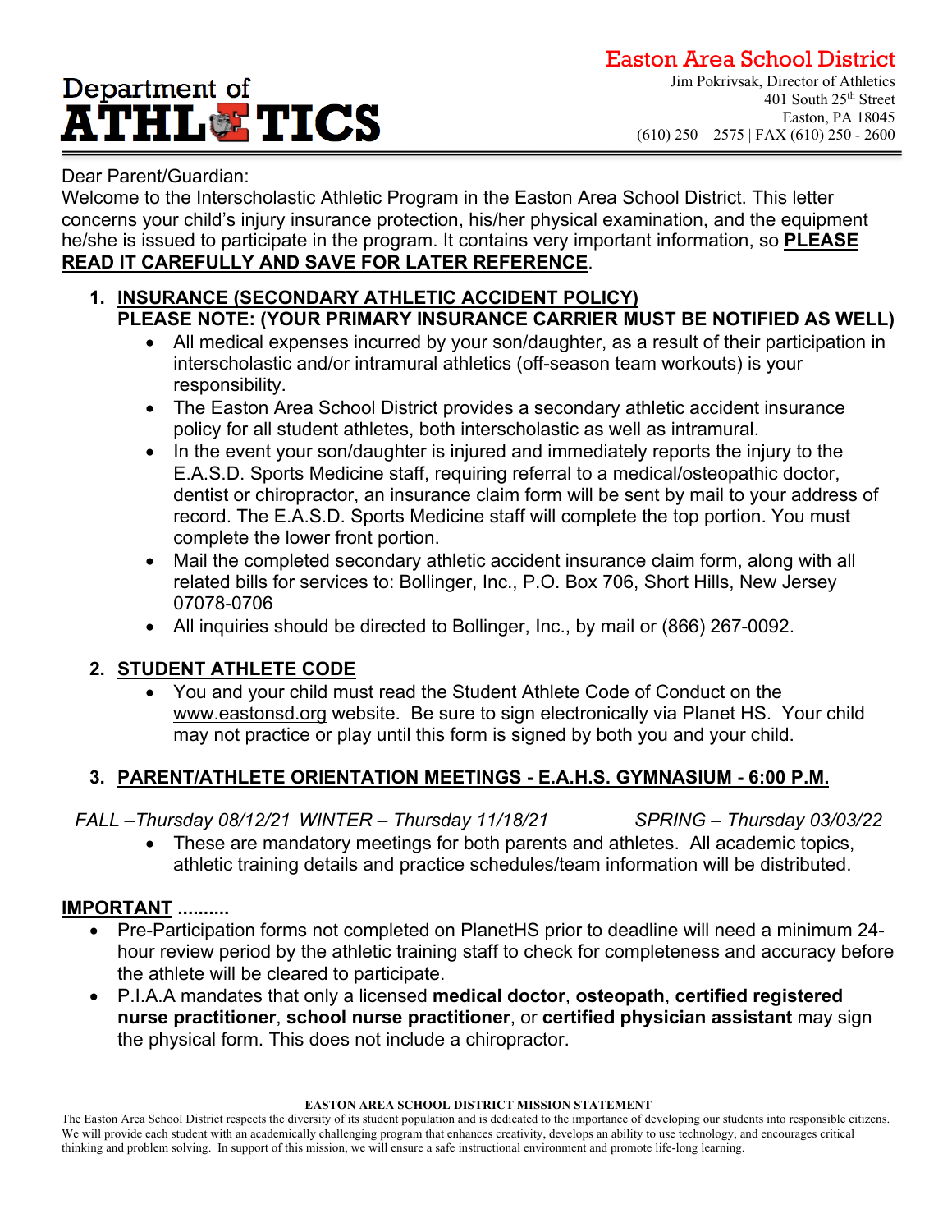# Department of ATHLETICS

**Easton Area School District**
Jim Pokrivsak, Director of Athletics
401 South 25th Street
Easton, PA 18045
(610) 250 – 2575 | FAX (610) 250 - 2600

Dear Parent/Guardian:

Welcome to the Interscholastic Athletic Program in the Easton Area School District. This letter concerns your child's injury insurance protection, his/her physical examination, and the equipment he/she is issued to participate in the program. It contains very important information, so **PLEASE READ IT CAREFULLY AND SAVE FOR LATER REFERENCE**.

1. **INSURANCE (SECONDARY ATHLETIC ACCIDENT POLICY)**
   **PLEASE NOTE: (YOUR PRIMARY INSURANCE CARRIER MUST BE NOTIFIED AS WELL)**
   - All medical expenses incurred by your son/daughter, as a result of their participation in interscholastic and/or intramural athletics (off-season team workouts) is your responsibility.
   - The Easton Area School District provides a secondary athletic accident insurance policy for all student athletes, both interscholastic as well as intramural.
   - In the event your son/daughter is injured and immediately reports the injury to the E.A.S.D. Sports Medicine staff, requiring referral to a medical/osteopathic doctor, dentist or chiropractor, an insurance claim form will be sent by mail to your address of record. The E.A.S.D. Sports Medicine staff will complete the top portion. You must complete the lower front portion.
   - Mail the completed secondary athletic accident insurance claim form, along with all related bills for services to: Bollinger, Inc., P.O. Box 706, Short Hills, New Jersey 07078-0706
   - All inquiries should be directed to Bollinger, Inc., by mail or (866) 267-0092.

2. **STUDENT ATHLETE CODE**
   - You and your child must read the Student Athlete Code of Conduct on the www.eastonsd.org website. Be sure to sign electronically via Planet HS. Your child may not practice or play until this form is signed by both you and your child.

3. **PARENT/ATHLETE ORIENTATION MEETINGS - E.A.H.S. GYMNASIUM - 6:00 P.M.**

   *FALL –Thursday 08/12/21 WINTER – Thursday 11/18/21 SPRING – Thursday 03/03/22*
   - These are mandatory meetings for both parents and athletes. All academic topics, athletic training details and practice schedules/team information will be distributed.

**IMPORTANT ..........**

- Pre-Participation forms not completed on PlanetHS prior to deadline will need a minimum 24-hour review period by the athletic training staff to check for completeness and accuracy before the athlete will be cleared to participate.
- P.I.A.A mandates that only a licensed **medical doctor**, **osteopath**, **certified registered nurse practitioner**, **school nurse practitioner**, or **certified physician assistant** may sign the physical form. This does not include a chiropractor.

**EASTON AREA SCHOOL DISTRICT MISSION STATEMENT**

The Easton Area School District respects the diversity of its student population and is dedicated to the importance of developing our students into responsible citizens. We will provide each student with an academically challenging program that enhances creativity, develops an ability to use technology, and encourages critical thinking and problem solving. In support of this mission, we will ensure a safe instructional environment and promote life-long learning.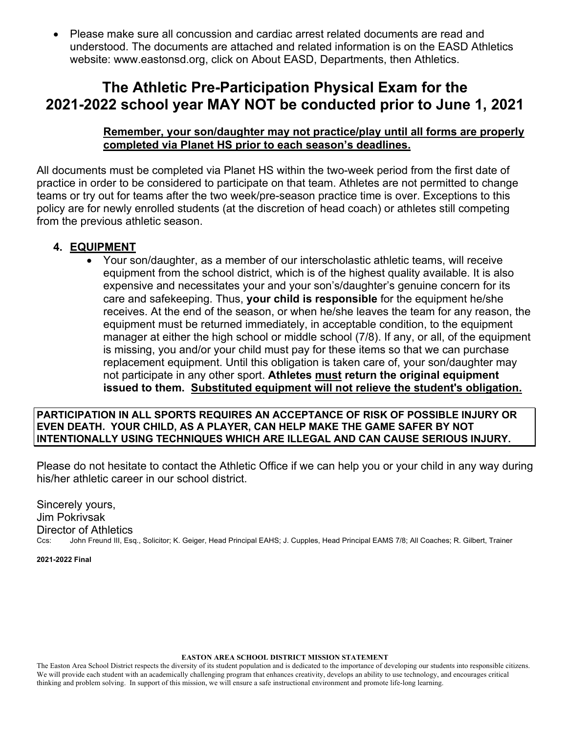- Please make sure all concussion and cardiac arrest related documents are read and understood. The documents are attached and related information is on the EASD Athletics website: www.eastonsd.org, click on About EASD, Departments, then Athletics.

## The Athletic Pre-Participation Physical Exam for the 2021-2022 school year MAY NOT be conducted prior to June 1, 2021

**Remember, your son/daughter may not practice/play until all forms are properly completed via Planet HS prior to each season's deadlines.**

All documents must be completed via Planet HS within the two-week period from the first date of practice in order to be considered to participate on that team. Athletes are not permitted to change teams or try out for teams after the two week/pre-season practice time is over. Exceptions to this policy are for newly enrolled students (at the discretion of head coach) or athletes still competing from the previous athletic season.

### 4. EQUIPMENT

- Your son/daughter, as a member of our interscholastic athletic teams, will receive equipment from the school district, which is of the highest quality available. It is also expensive and necessitates your and your son's/daughter's genuine concern for its care and safekeeping. Thus, **your child is responsible** for the equipment he/she receives. At the end of the season, or when he/she leaves the team for any reason, the equipment must be returned immediately, in acceptable condition, to the equipment manager at either the high school or middle school (7/8). If any, or all, of the equipment is missing, you and/or your child must pay for these items so that we can purchase replacement equipment. Until this obligation is taken care of, your son/daughter may not participate in any other sport. **Athletes must return the original equipment issued to them. Substituted equipment will not relieve the student's obligation.**

**PARTICIPATION IN ALL SPORTS REQUIRES AN ACCEPTANCE OF RISK OF POSSIBLE INJURY OR EVEN DEATH. YOUR CHILD, AS A PLAYER, CAN HELP MAKE THE GAME SAFER BY NOT INTENTIONALLY USING TECHNIQUES WHICH ARE ILLEGAL AND CAN CAUSE SERIOUS INJURY.**

Please do not hesitate to contact the Athletic Office if we can help you or your child in any way during his/her athletic career in our school district.

Sincerely yours,
Jim Pokrivsak
Director of Athletics

Ccs: John Freund III, Esq., Solicitor; K. Geiger, Head Principal EAHS; J. Cupples, Head Principal EAMS 7/8; All Coaches; R. Gilbert, Trainer

**2021-2022 Final**

**EASTON AREA SCHOOL DISTRICT MISSION STATEMENT**

The Easton Area School District respects the diversity of its student population and is dedicated to the importance of developing our students into responsible citizens. We will provide each student with an academically challenging program that enhances creativity, develops an ability to use technology, and encourages critical thinking and problem solving. In support of this mission, we will ensure a safe instructional environment and promote life-long learning.